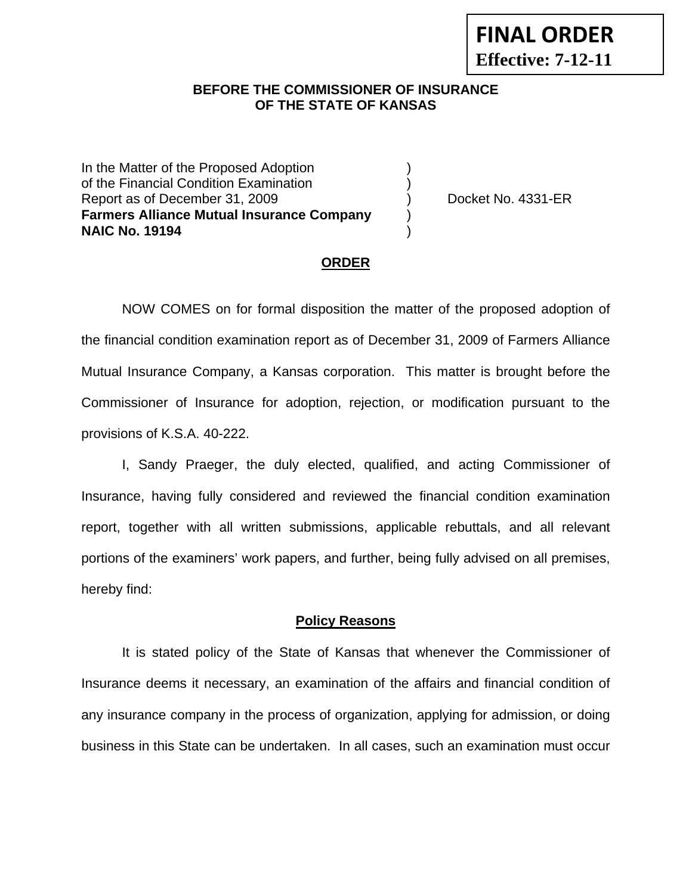**FINAL ORDER**
**Effective: 7-12-11**

**BEFORE THE COMMISSIONER OF INSURANCE**
**OF THE STATE OF KANSAS**

| | | |
|---|---|---|
| In the Matter of the Proposed Adoption | ) | |
| of the Financial Condition Examination | ) | |
| Report as of December 31, 2009 | ) | Docket No. 4331-ER |
| **Farmers Alliance Mutual Insurance Company** | ) | |
| **NAIC No. 19194** | ) | |

## ORDER

NOW COMES on for formal disposition the matter of the proposed adoption of the financial condition examination report as of December 31, 2009 of Farmers Alliance Mutual Insurance Company, a Kansas corporation. This matter is brought before the Commissioner of Insurance for adoption, rejection, or modification pursuant to the provisions of K.S.A. 40-222.

I, Sandy Praeger, the duly elected, qualified, and acting Commissioner of Insurance, having fully considered and reviewed the financial condition examination report, together with all written submissions, applicable rebuttals, and all relevant portions of the examiners' work papers, and further, being fully advised on all premises, hereby find:

### Policy Reasons

It is stated policy of the State of Kansas that whenever the Commissioner of Insurance deems it necessary, an examination of the affairs and financial condition of any insurance company in the process of organization, applying for admission, or doing business in this State can be undertaken. In all cases, such an examination must occur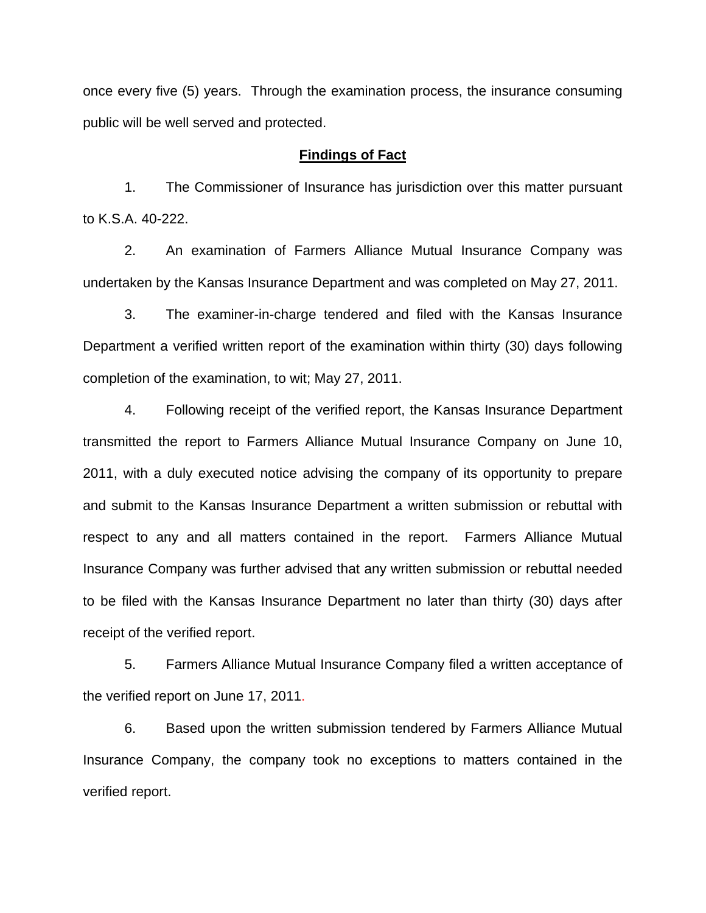once every five (5) years. Through the examination process, the insurance consuming public will be well served and protected.

## Findings of Fact

1. The Commissioner of Insurance has jurisdiction over this matter pursuant to K.S.A. 40-222.

2. An examination of Farmers Alliance Mutual Insurance Company was undertaken by the Kansas Insurance Department and was completed on May 27, 2011.

3. The examiner-in-charge tendered and filed with the Kansas Insurance Department a verified written report of the examination within thirty (30) days following completion of the examination, to wit; May 27, 2011.

4. Following receipt of the verified report, the Kansas Insurance Department transmitted the report to Farmers Alliance Mutual Insurance Company on June 10, 2011, with a duly executed notice advising the company of its opportunity to prepare and submit to the Kansas Insurance Department a written submission or rebuttal with respect to any and all matters contained in the report. Farmers Alliance Mutual Insurance Company was further advised that any written submission or rebuttal needed to be filed with the Kansas Insurance Department no later than thirty (30) days after receipt of the verified report.

5. Farmers Alliance Mutual Insurance Company filed a written acceptance of the verified report on June 17, 2011.

6. Based upon the written submission tendered by Farmers Alliance Mutual Insurance Company, the company took no exceptions to matters contained in the verified report.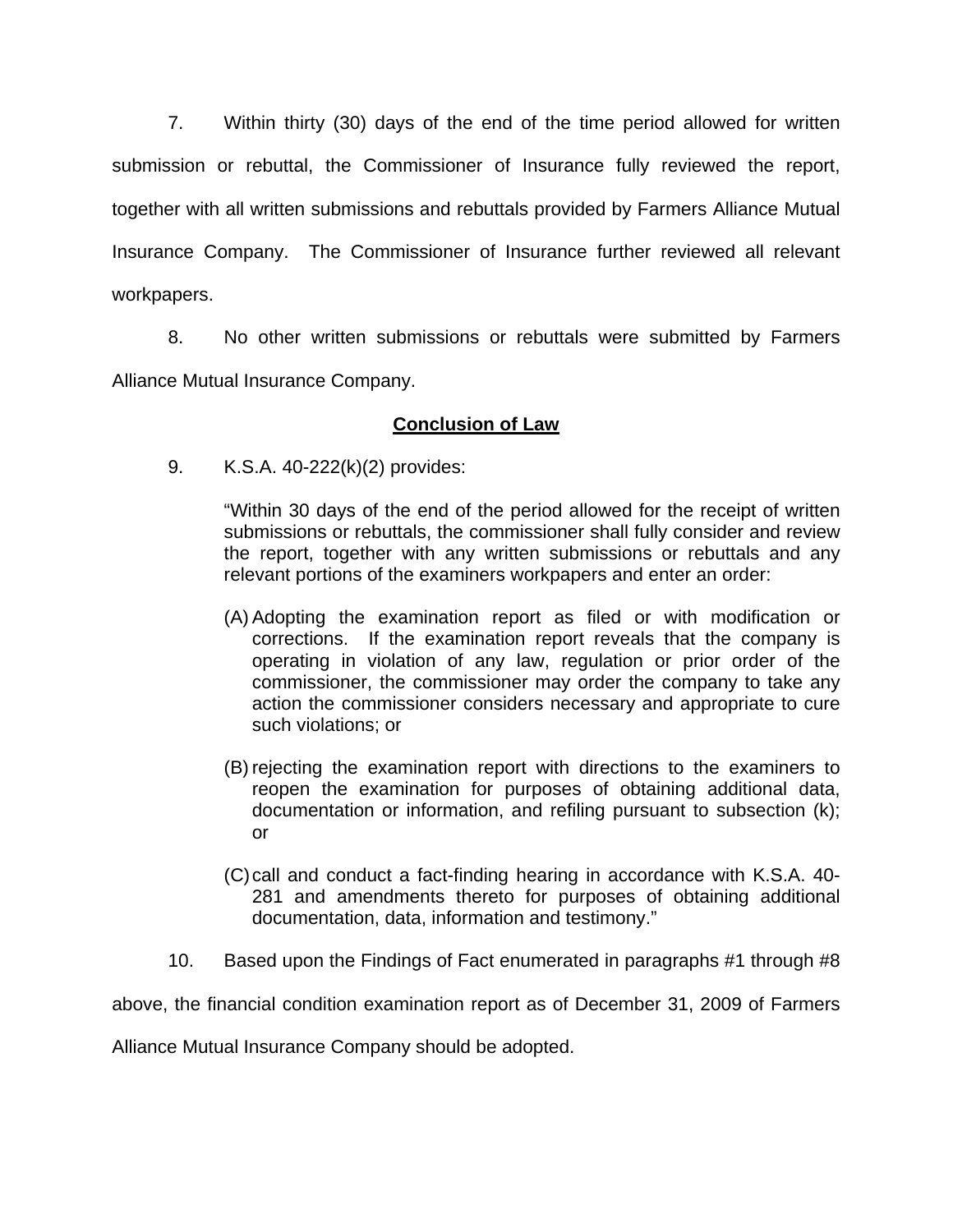7. Within thirty (30) days of the end of the time period allowed for written submission or rebuttal, the Commissioner of Insurance fully reviewed the report, together with all written submissions and rebuttals provided by Farmers Alliance Mutual Insurance Company. The Commissioner of Insurance further reviewed all relevant workpapers.

8. No other written submissions or rebuttals were submitted by Farmers Alliance Mutual Insurance Company.

**Conclusion of Law**

9. K.S.A. 40-222(k)(2) provides:

> "Within 30 days of the end of the period allowed for the receipt of written submissions or rebuttals, the commissioner shall fully consider and review the report, together with any written submissions or rebuttals and any relevant portions of the examiners workpapers and enter an order:
>
> (A) Adopting the examination report as filed or with modification or corrections. If the examination report reveals that the company is operating in violation of any law, regulation or prior order of the commissioner, the commissioner may order the company to take any action the commissioner considers necessary and appropriate to cure such violations; or
>
> (B) rejecting the examination report with directions to the examiners to reopen the examination for purposes of obtaining additional data, documentation or information, and refiling pursuant to subsection (k); or
>
> (C) call and conduct a fact-finding hearing in accordance with K.S.A. 40-281 and amendments thereto for purposes of obtaining additional documentation, data, information and testimony."

10. Based upon the Findings of Fact enumerated in paragraphs #1 through #8 above, the financial condition examination report as of December 31, 2009 of Farmers Alliance Mutual Insurance Company should be adopted.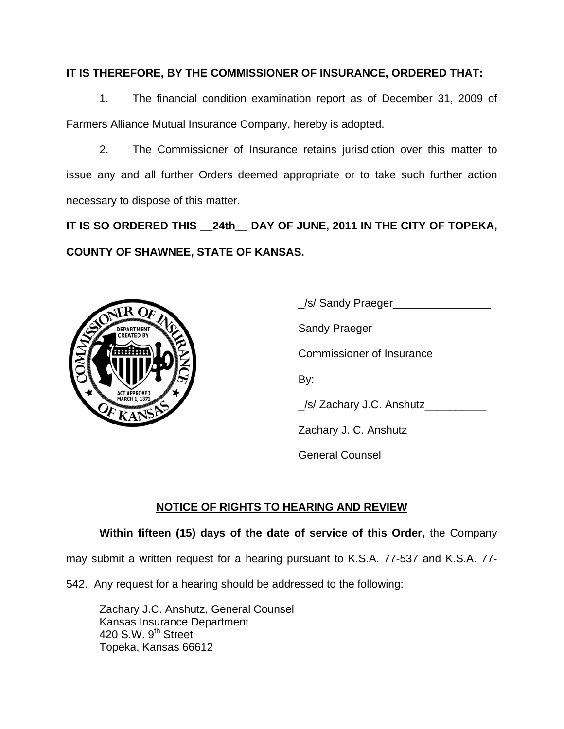**IT IS THEREFORE, BY THE COMMISSIONER OF INSURANCE, ORDERED THAT:**

1. The financial condition examination report as of December 31, 2009 of Farmers Alliance Mutual Insurance Company, hereby is adopted.

2. The Commissioner of Insurance retains jurisdiction over this matter to issue any and all further Orders deemed appropriate or to take such further action necessary to dispose of this matter.

**IT IS SO ORDERED THIS __24th__ DAY OF JUNE, 2011 IN THE CITY OF TOPEKA, COUNTY OF SHAWNEE, STATE OF KANSAS.**

_/s/ Sandy Praeger________________

Sandy Praeger

Commissioner of Insurance

By:

_/s/ Zachary J.C. Anshutz__________

Zachary J. C. Anshutz

General Counsel

## NOTICE OF RIGHTS TO HEARING AND REVIEW

**Within fifteen (15) days of the date of service of this Order,** the Company may submit a written request for a hearing pursuant to K.S.A. 77-537 and K.S.A. 77-542. Any request for a hearing should be addressed to the following:

Zachary J.C. Anshutz, General Counsel
Kansas Insurance Department
420 S.W. 9th Street
Topeka, Kansas 66612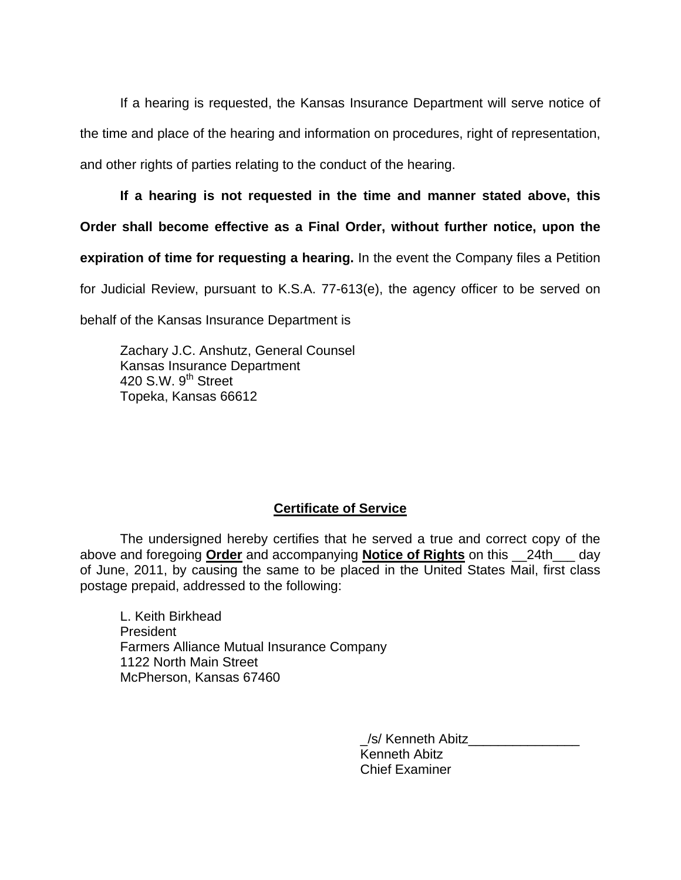If a hearing is requested, the Kansas Insurance Department will serve notice of the time and place of the hearing and information on procedures, right of representation, and other rights of parties relating to the conduct of the hearing.

**If a hearing is not requested in the time and manner stated above, this Order shall become effective as a Final Order, without further notice, upon the expiration of time for requesting a hearing.** In the event the Company files a Petition for Judicial Review, pursuant to K.S.A. 77-613(e), the agency officer to be served on behalf of the Kansas Insurance Department is

Zachary J.C. Anshutz, General Counsel
Kansas Insurance Department
420 S.W. 9th Street
Topeka, Kansas 66612

## Certificate of Service

The undersigned hereby certifies that he served a true and correct copy of the above and foregoing **Order** and accompanying **Notice of Rights** on this __24th___ day of June, 2011, by causing the same to be placed in the United States Mail, first class postage prepaid, addressed to the following:

L. Keith Birkhead
President
Farmers Alliance Mutual Insurance Company
1122 North Main Street
McPherson, Kansas 67460

_/s/ Kenneth Abitz_______________
Kenneth Abitz
Chief Examiner